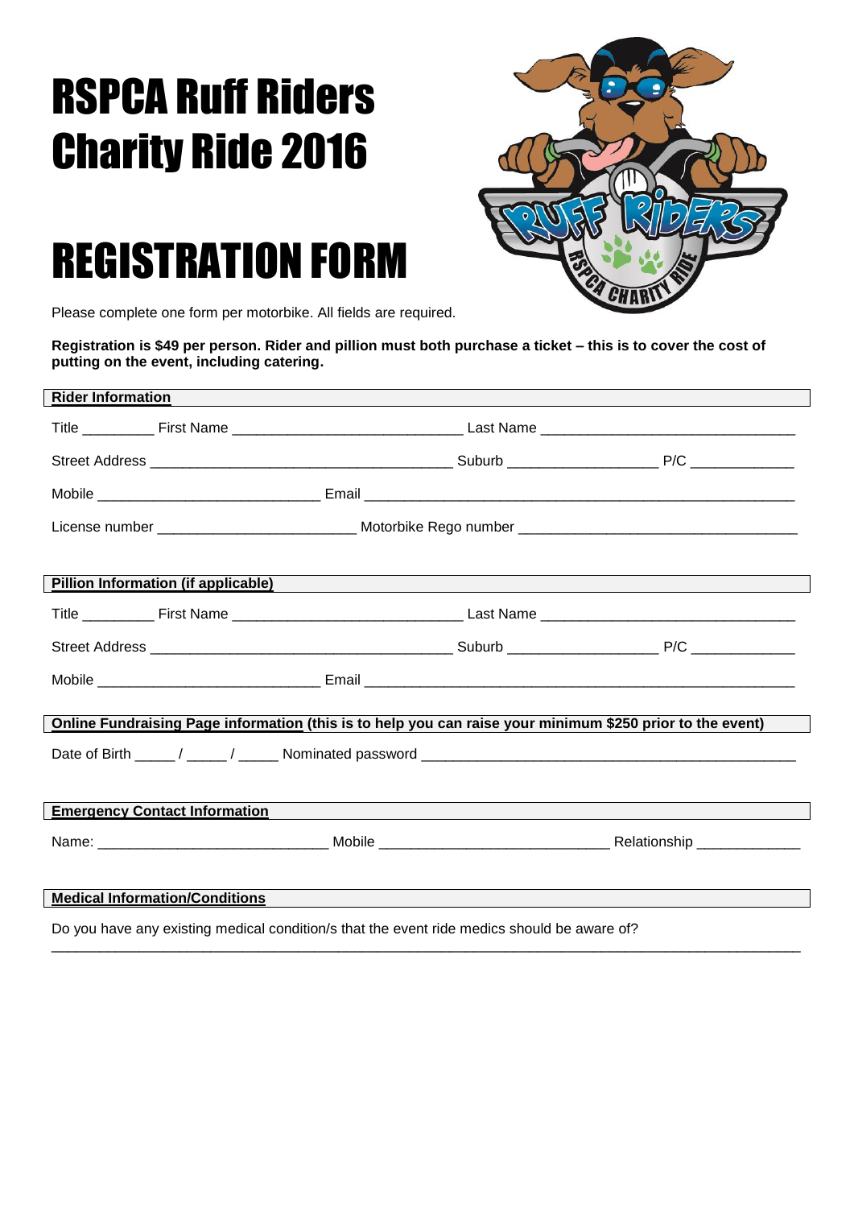# RSPCA Ruff Riders Charity Ride 2016

# REGISTRATION FORM

Please complete one form per motorbike. All fields are required.

**Registration is $49 per person. Rider and pillion must both purchase a ticket – this is to cover the cost of putting on the event, including catering.**

## Rider Information

Title _________ First Name _____________________________ Last Name ________________________________

Street Address ______________________________________ Suburb ___________________ P/C _____________

Mobile ____________________________ Email ______________________________________________________

License number _________________________ Motorbike Rego number ____________________________________

## Pillion Information (if applicable)

Title _________ First Name _____________________________ Last Name ________________________________

Street Address ______________________________________ Suburb ___________________ P/C _____________

Mobile ____________________________ Email ______________________________________________________

## Online Fundraising Page information (this is to help you can raise your minimum $250 prior to the event)

Date of Birth _____ / _____ / _____ Nominated password ________________________________________________

## Emergency Contact Information

Name: _____________________________ Mobile _____________________________ Relationship _____________

## Medical Information/Conditions

Do you have any existing medical condition/s that the event ride medics should be aware of?
_______________________________________________________________________________________________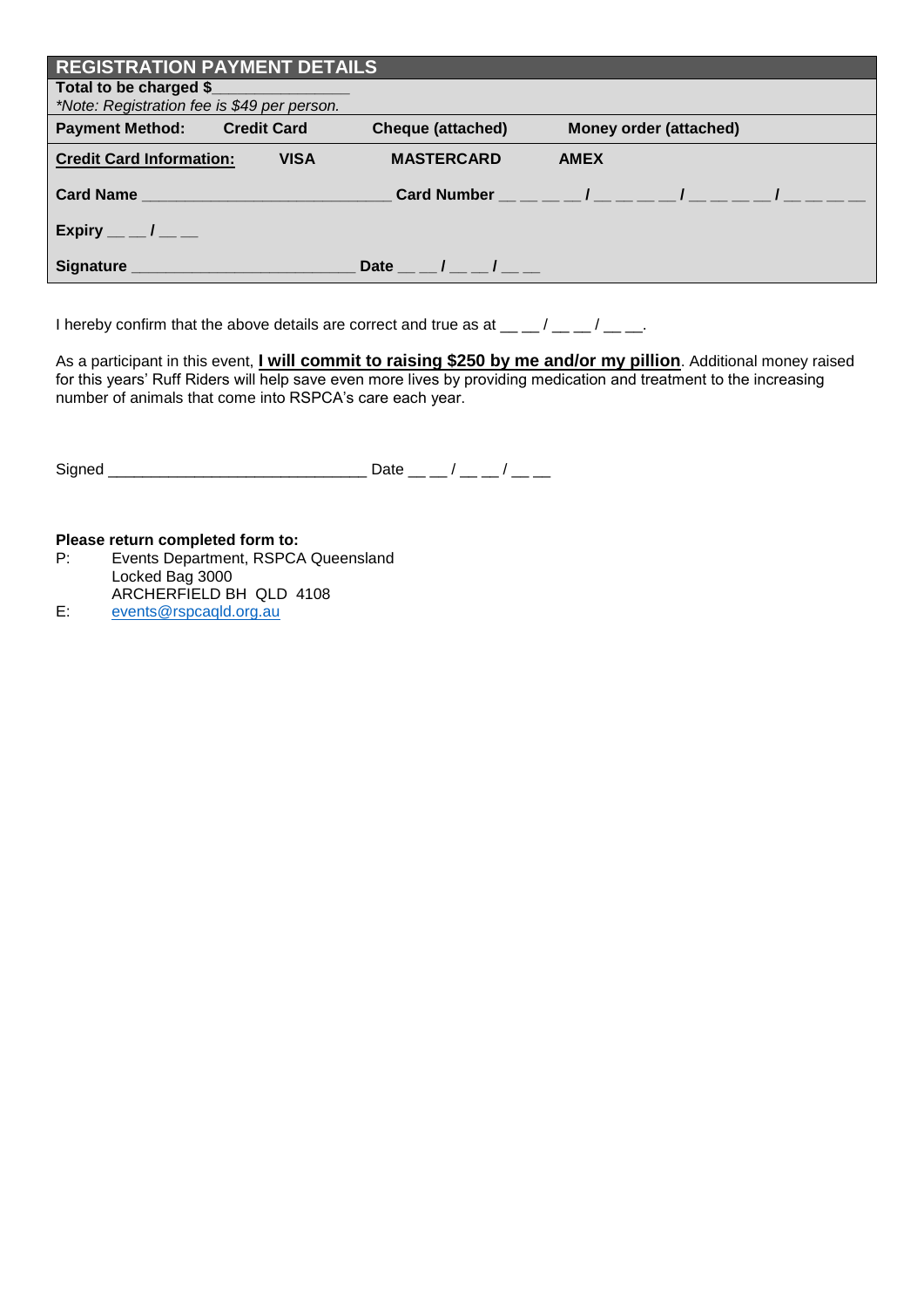## REGISTRATION PAYMENT DETAILS

**Total to be charged $**_______________

*\*Note: Registration fee is $49 per person.*

**Payment Method:** **Credit Card** **Cheque (attached)** **Money order (attached)**

**Credit Card Information:** **VISA** **MASTERCARD** **AMEX**

**Card Name** ____________________________ **Card Number** __ __ __ __ / __ __ __ __ / __ __ __ __ / __ __ __ __

**Expiry** __ __ / __ __

**Signature** _________________________ **Date** __ __ / __ __ / __ __

I hereby confirm that the above details are correct and true as at __ __ / __ __ / __ __.

As a participant in this event, **I will commit to raising $250 by me and/or my pillion**. Additional money raised for this years' Ruff Riders will help save even more lives by providing medication and treatment to the increasing number of animals that come into RSPCA's care each year.

Signed _____________________________ Date __ __ / __ __ / __ __

**Please return completed form to:**

P: Events Department, RSPCA Queensland
Locked Bag 3000
ARCHERFIELD BH QLD 4108

E: events@rspcaqld.org.au